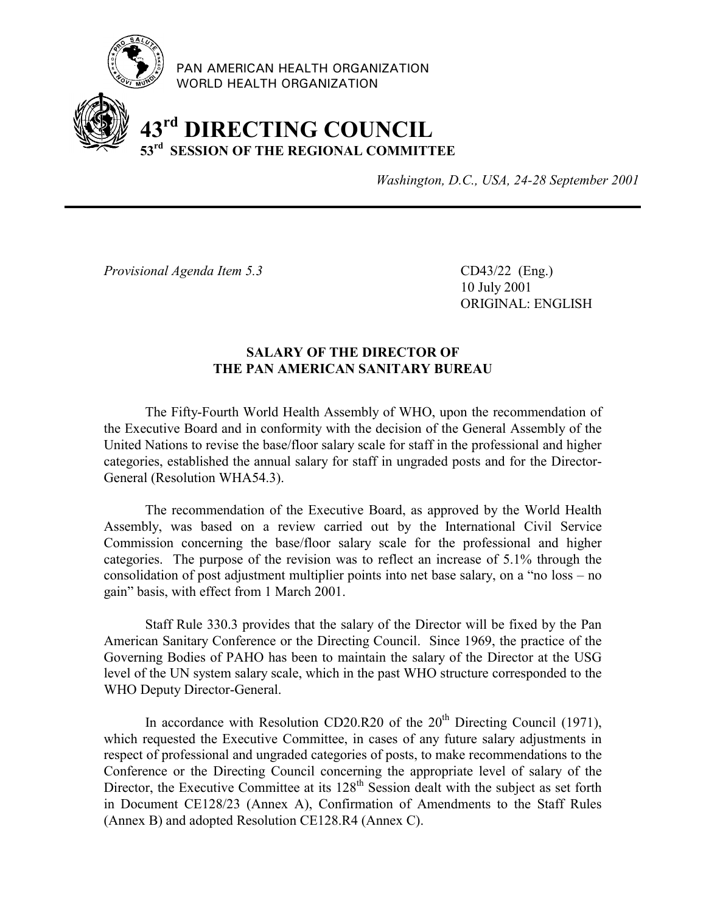PAN AMERICAN HEALTH ORGANIZATION
WORLD HEALTH ORGANIZATION

# 43rd DIRECTING COUNCIL
## 53rd SESSION OF THE REGIONAL COMMITTEE

*Washington, D.C., USA, 24-28 September 2001*

---

*Provisional Agenda Item 5.3*

CD43/22 (Eng.)
10 July 2001
ORIGINAL: ENGLISH

### SALARY OF THE DIRECTOR OF THE PAN AMERICAN SANITARY BUREAU

The Fifty-Fourth World Health Assembly of WHO, upon the recommendation of the Executive Board and in conformity with the decision of the General Assembly of the United Nations to revise the base/floor salary scale for staff in the professional and higher categories, established the annual salary for staff in ungraded posts and for the Director-General (Resolution WHA54.3).

The recommendation of the Executive Board, as approved by the World Health Assembly, was based on a review carried out by the International Civil Service Commission concerning the base/floor salary scale for the professional and higher categories. The purpose of the revision was to reflect an increase of 5.1% through the consolidation of post adjustment multiplier points into net base salary, on a "no loss – no gain" basis, with effect from 1 March 2001.

Staff Rule 330.3 provides that the salary of the Director will be fixed by the Pan American Sanitary Conference or the Directing Council. Since 1969, the practice of the Governing Bodies of PAHO has been to maintain the salary of the Director at the USG level of the UN system salary scale, which in the past WHO structure corresponded to the WHO Deputy Director-General.

In accordance with Resolution CD20.R20 of the 20th Directing Council (1971), which requested the Executive Committee, in cases of any future salary adjustments in respect of professional and ungraded categories of posts, to make recommendations to the Conference or the Directing Council concerning the appropriate level of salary of the Director, the Executive Committee at its 128th Session dealt with the subject as set forth in Document CE128/23 (Annex A), Confirmation of Amendments to the Staff Rules (Annex B) and adopted Resolution CE128.R4 (Annex C).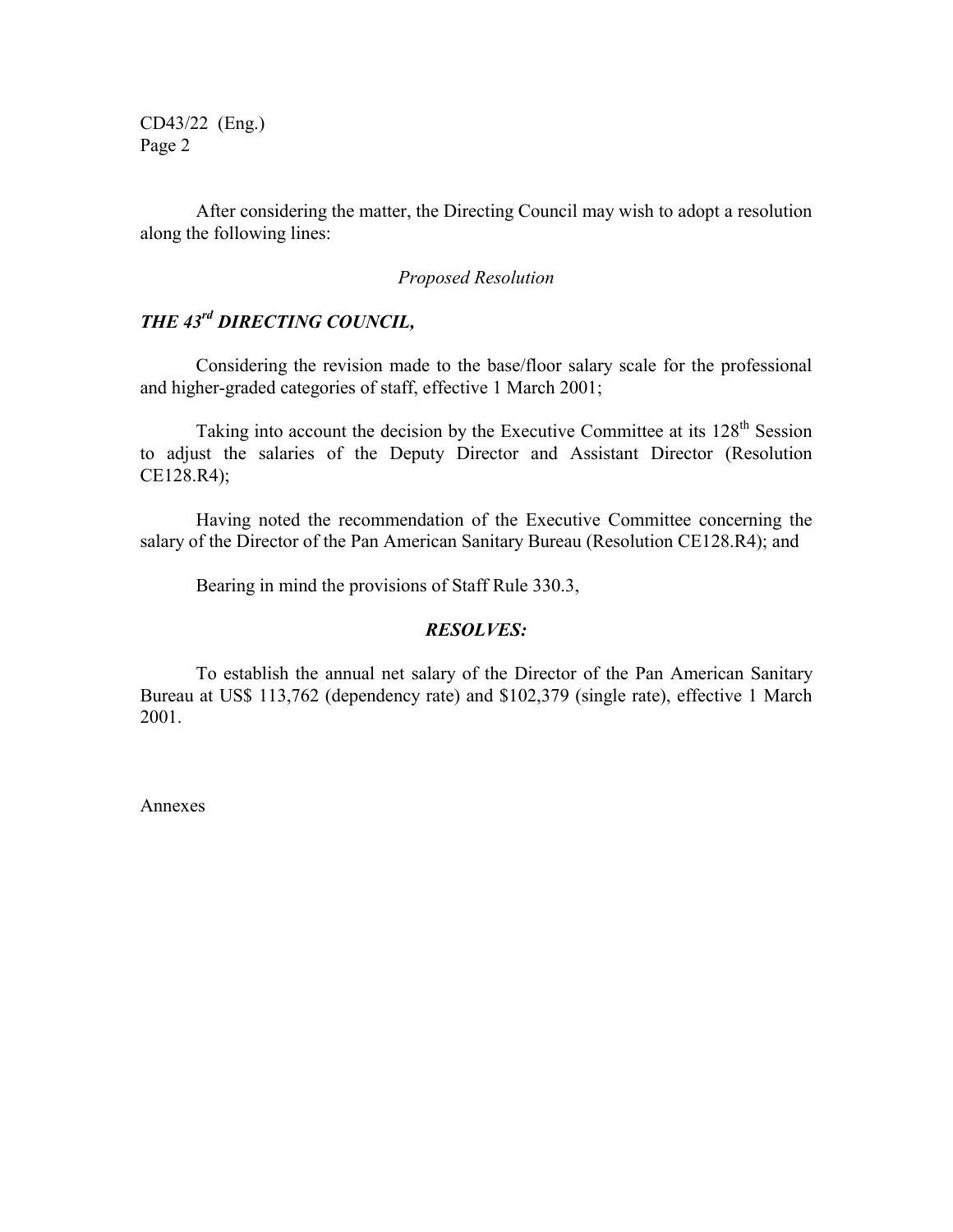After considering the matter, the Directing Council may wish to adopt a resolution along the following lines:

*Proposed Resolution*

***THE 43rd DIRECTING COUNCIL,***

Considering the revision made to the base/floor salary scale for the professional and higher-graded categories of staff, effective 1 March 2001;

Taking into account the decision by the Executive Committee at its 128th Session to adjust the salaries of the Deputy Director and Assistant Director (Resolution CE128.R4);

Having noted the recommendation of the Executive Committee concerning the salary of the Director of the Pan American Sanitary Bureau (Resolution CE128.R4); and

Bearing in mind the provisions of Staff Rule 330.3,

***RESOLVES:***

To establish the annual net salary of the Director of the Pan American Sanitary Bureau at US$ 113,762 (dependency rate) and $102,379 (single rate), effective 1 March 2001.

Annexes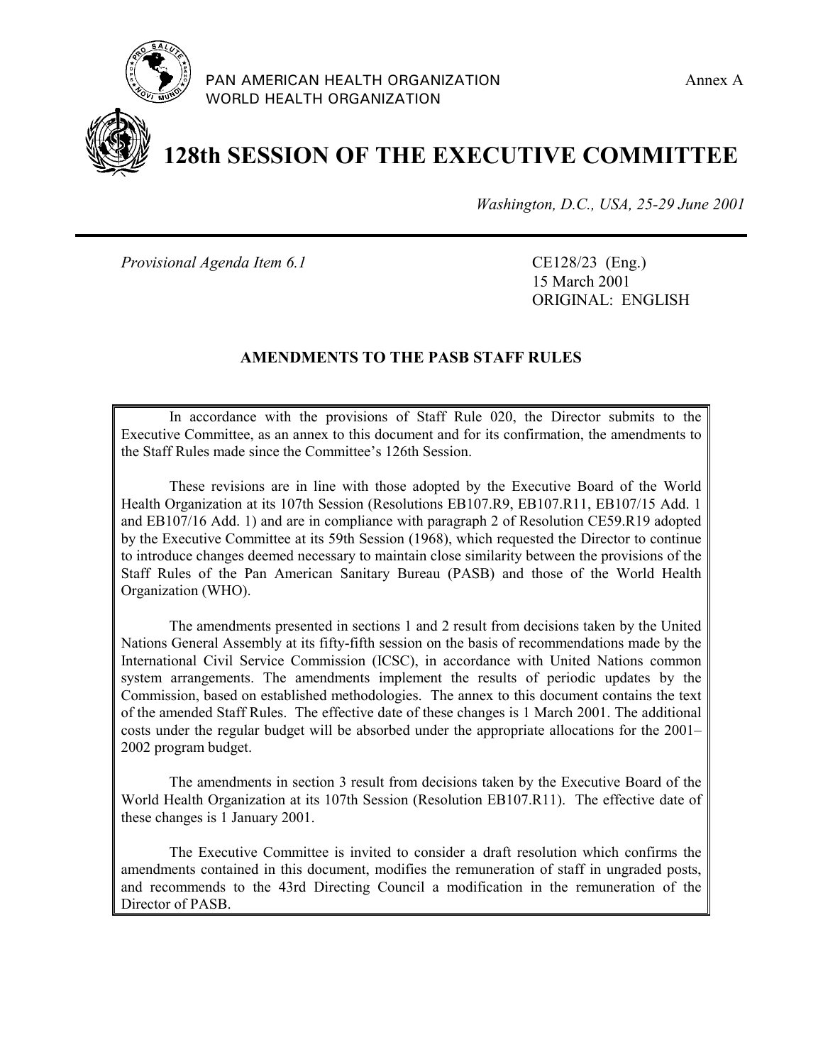PAN AMERICAN HEALTH ORGANIZATION
WORLD HEALTH ORGANIZATION

Annex A

# 128th SESSION OF THE EXECUTIVE COMMITTEE

*Washington, D.C., USA, 25-29 June 2001*

---

*Provisional Agenda Item 6.1*

CE128/23 (Eng.)
15 March 2001
ORIGINAL: ENGLISH

## AMENDMENTS TO THE PASB STAFF RULES

In accordance with the provisions of Staff Rule 020, the Director submits to the Executive Committee, as an annex to this document and for its confirmation, the amendments to the Staff Rules made since the Committee's 126th Session.

These revisions are in line with those adopted by the Executive Board of the World Health Organization at its 107th Session (Resolutions EB107.R9, EB107.R11, EB107/15 Add. 1 and EB107/16 Add. 1) and are in compliance with paragraph 2 of Resolution CE59.R19 adopted by the Executive Committee at its 59th Session (1968), which requested the Director to continue to introduce changes deemed necessary to maintain close similarity between the provisions of the Staff Rules of the Pan American Sanitary Bureau (PASB) and those of the World Health Organization (WHO).

The amendments presented in sections 1 and 2 result from decisions taken by the United Nations General Assembly at its fifty-fifth session on the basis of recommendations made by the International Civil Service Commission (ICSC), in accordance with United Nations common system arrangements. The amendments implement the results of periodic updates by the Commission, based on established methodologies. The annex to this document contains the text of the amended Staff Rules. The effective date of these changes is 1 March 2001. The additional costs under the regular budget will be absorbed under the appropriate allocations for the 2001–2002 program budget.

The amendments in section 3 result from decisions taken by the Executive Board of the World Health Organization at its 107th Session (Resolution EB107.R11). The effective date of these changes is 1 January 2001.

The Executive Committee is invited to consider a draft resolution which confirms the amendments contained in this document, modifies the remuneration of staff in ungraded posts, and recommends to the 43rd Directing Council a modification in the remuneration of the Director of PASB.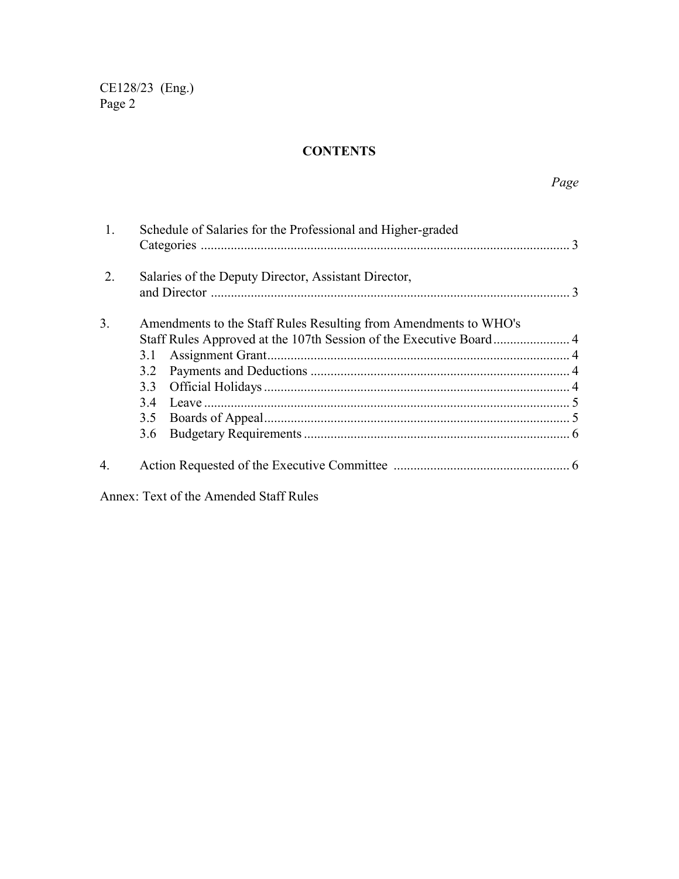## CONTENTS

*Page*

1. Schedule of Salaries for the Professional and Higher-graded Categories ........................................................ 3

2. Salaries of the Deputy Director, Assistant Director, and Director ........................................................ 3

3. Amendments to the Staff Rules Resulting from Amendments to WHO's Staff Rules Approved at the 107th Session of the Executive Board ........................ 4
   - 3.1 Assignment Grant ........................................................ 4
   - 3.2 Payments and Deductions ........................................................ 4
   - 3.3 Official Holidays ........................................................ 4
   - 3.4 Leave ........................................................ 5
   - 3.5 Boards of Appeal ........................................................ 5
   - 3.6 Budgetary Requirements ........................................................ 6

4. Action Requested of the Executive Committee ........................................................ 6

Annex: Text of the Amended Staff Rules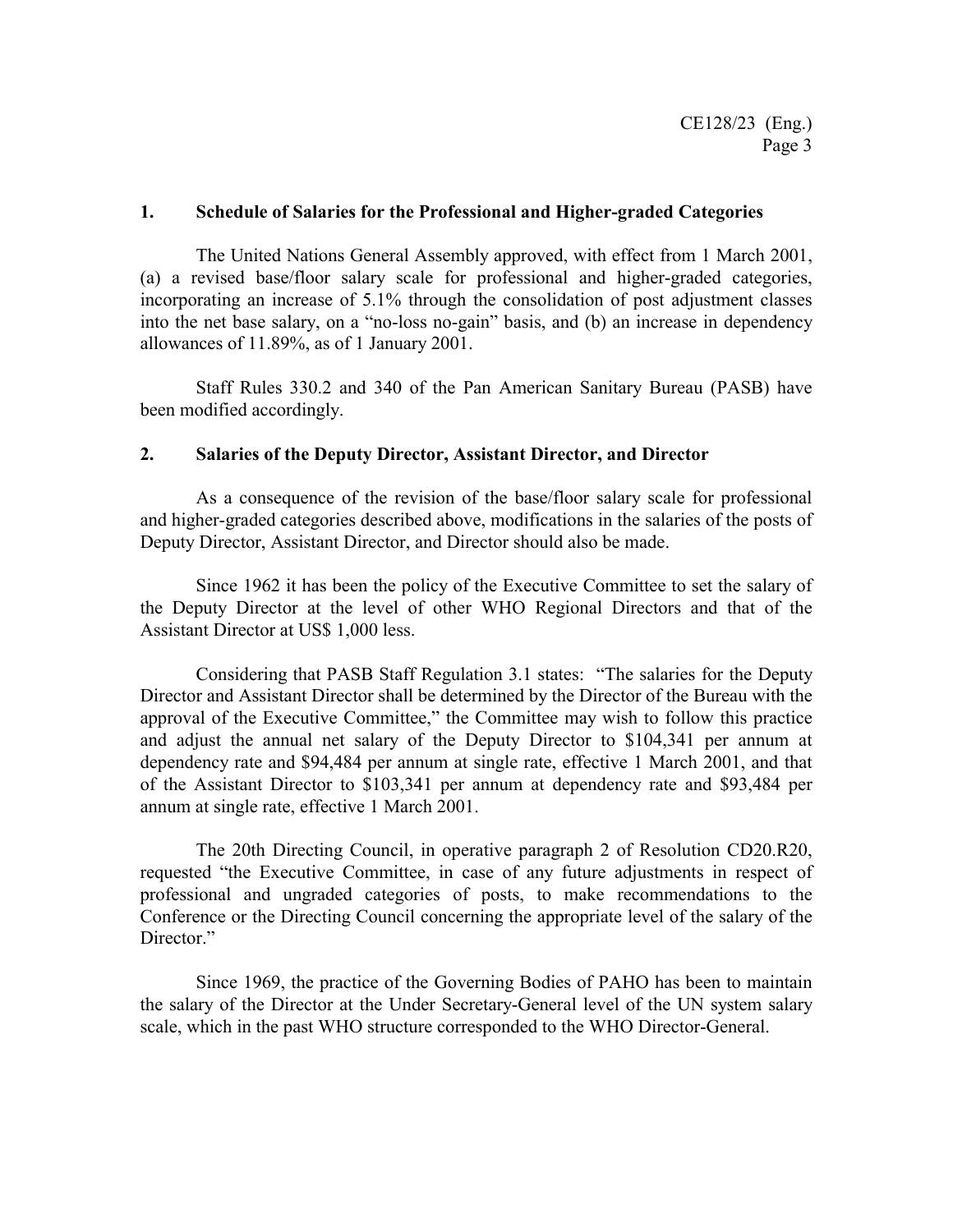## 1. Schedule of Salaries for the Professional and Higher-graded Categories

The United Nations General Assembly approved, with effect from 1 March 2001, (a) a revised base/floor salary scale for professional and higher-graded categories, incorporating an increase of 5.1% through the consolidation of post adjustment classes into the net base salary, on a "no-loss no-gain" basis, and (b) an increase in dependency allowances of 11.89%, as of 1 January 2001.

Staff Rules 330.2 and 340 of the Pan American Sanitary Bureau (PASB) have been modified accordingly.

## 2. Salaries of the Deputy Director, Assistant Director, and Director

As a consequence of the revision of the base/floor salary scale for professional and higher-graded categories described above, modifications in the salaries of the posts of Deputy Director, Assistant Director, and Director should also be made.

Since 1962 it has been the policy of the Executive Committee to set the salary of the Deputy Director at the level of other WHO Regional Directors and that of the Assistant Director at US$ 1,000 less.

Considering that PASB Staff Regulation 3.1 states: "The salaries for the Deputy Director and Assistant Director shall be determined by the Director of the Bureau with the approval of the Executive Committee," the Committee may wish to follow this practice and adjust the annual net salary of the Deputy Director to $104,341 per annum at dependency rate and $94,484 per annum at single rate, effective 1 March 2001, and that of the Assistant Director to $103,341 per annum at dependency rate and $93,484 per annum at single rate, effective 1 March 2001.

The 20th Directing Council, in operative paragraph 2 of Resolution CD20.R20, requested "the Executive Committee, in case of any future adjustments in respect of professional and ungraded categories of posts, to make recommendations to the Conference or the Directing Council concerning the appropriate level of the salary of the Director."

Since 1969, the practice of the Governing Bodies of PAHO has been to maintain the salary of the Director at the Under Secretary-General level of the UN system salary scale, which in the past WHO structure corresponded to the WHO Director-General.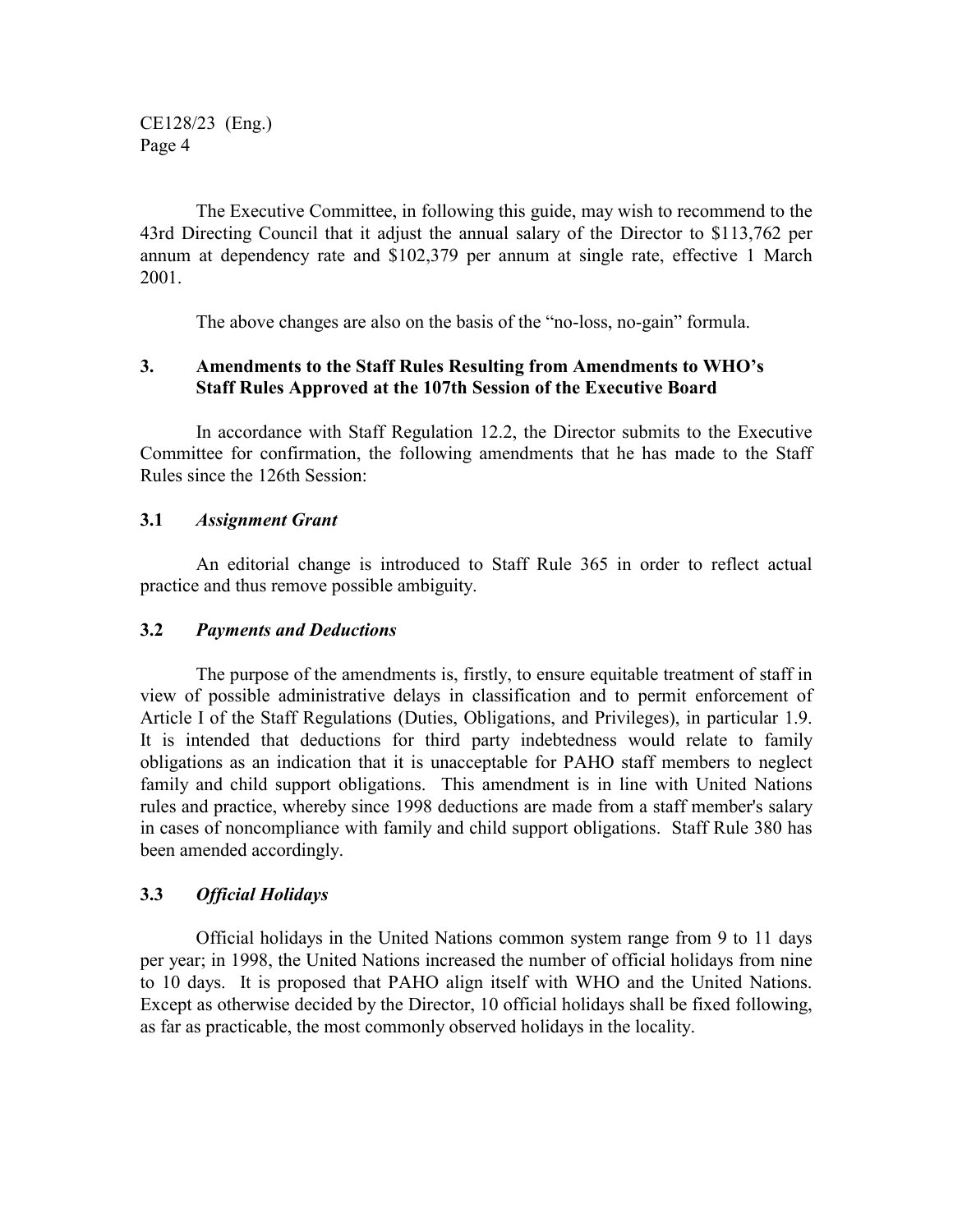The Executive Committee, in following this guide, may wish to recommend to the 43rd Directing Council that it adjust the annual salary of the Director to $113,762 per annum at dependency rate and $102,379 per annum at single rate, effective 1 March 2001.

The above changes are also on the basis of the "no-loss, no-gain" formula.

## 3. Amendments to the Staff Rules Resulting from Amendments to WHO's Staff Rules Approved at the 107th Session of the Executive Board

In accordance with Staff Regulation 12.2, the Director submits to the Executive Committee for confirmation, the following amendments that he has made to the Staff Rules since the 126th Session:

### 3.1 *Assignment Grant*

An editorial change is introduced to Staff Rule 365 in order to reflect actual practice and thus remove possible ambiguity.

### 3.2 *Payments and Deductions*

The purpose of the amendments is, firstly, to ensure equitable treatment of staff in view of possible administrative delays in classification and to permit enforcement of Article I of the Staff Regulations (Duties, Obligations, and Privileges), in particular 1.9. It is intended that deductions for third party indebtedness would relate to family obligations as an indication that it is unacceptable for PAHO staff members to neglect family and child support obligations. This amendment is in line with United Nations rules and practice, whereby since 1998 deductions are made from a staff member's salary in cases of noncompliance with family and child support obligations. Staff Rule 380 has been amended accordingly.

### 3.3 *Official Holidays*

Official holidays in the United Nations common system range from 9 to 11 days per year; in 1998, the United Nations increased the number of official holidays from nine to 10 days. It is proposed that PAHO align itself with WHO and the United Nations. Except as otherwise decided by the Director, 10 official holidays shall be fixed following, as far as practicable, the most commonly observed holidays in the locality.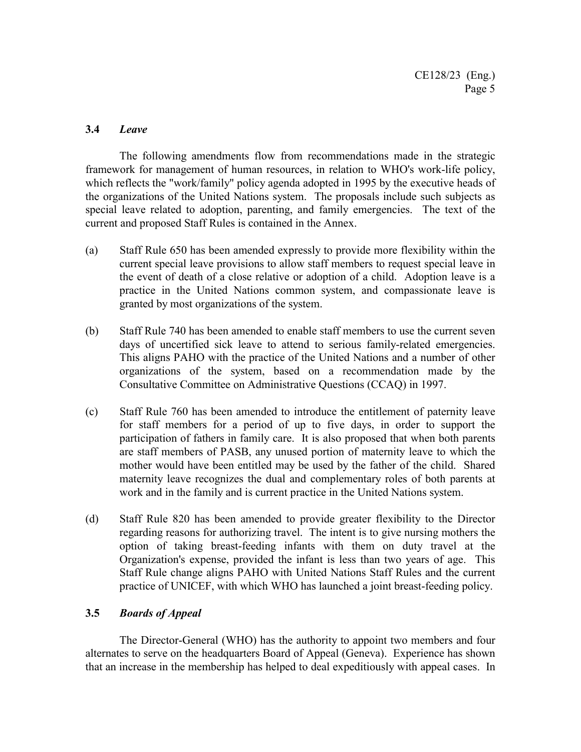### 3.4 *Leave*

The following amendments flow from recommendations made in the strategic framework for management of human resources, in relation to WHO's work-life policy, which reflects the "work/family" policy agenda adopted in 1995 by the executive heads of the organizations of the United Nations system. The proposals include such subjects as special leave related to adoption, parenting, and family emergencies. The text of the current and proposed Staff Rules is contained in the Annex.

(a) Staff Rule 650 has been amended expressly to provide more flexibility within the current special leave provisions to allow staff members to request special leave in the event of death of a close relative or adoption of a child. Adoption leave is a practice in the United Nations common system, and compassionate leave is granted by most organizations of the system.

(b) Staff Rule 740 has been amended to enable staff members to use the current seven days of uncertified sick leave to attend to serious family-related emergencies. This aligns PAHO with the practice of the United Nations and a number of other organizations of the system, based on a recommendation made by the Consultative Committee on Administrative Questions (CCAQ) in 1997.

(c) Staff Rule 760 has been amended to introduce the entitlement of paternity leave for staff members for a period of up to five days, in order to support the participation of fathers in family care. It is also proposed that when both parents are staff members of PASB, any unused portion of maternity leave to which the mother would have been entitled may be used by the father of the child. Shared maternity leave recognizes the dual and complementary roles of both parents at work and in the family and is current practice in the United Nations system.

(d) Staff Rule 820 has been amended to provide greater flexibility to the Director regarding reasons for authorizing travel. The intent is to give nursing mothers the option of taking breast-feeding infants with them on duty travel at the Organization's expense, provided the infant is less than two years of age. This Staff Rule change aligns PAHO with United Nations Staff Rules and the current practice of UNICEF, with which WHO has launched a joint breast-feeding policy.

### 3.5 *Boards of Appeal*

The Director-General (WHO) has the authority to appoint two members and four alternates to serve on the headquarters Board of Appeal (Geneva). Experience has shown that an increase in the membership has helped to deal expeditiously with appeal cases. In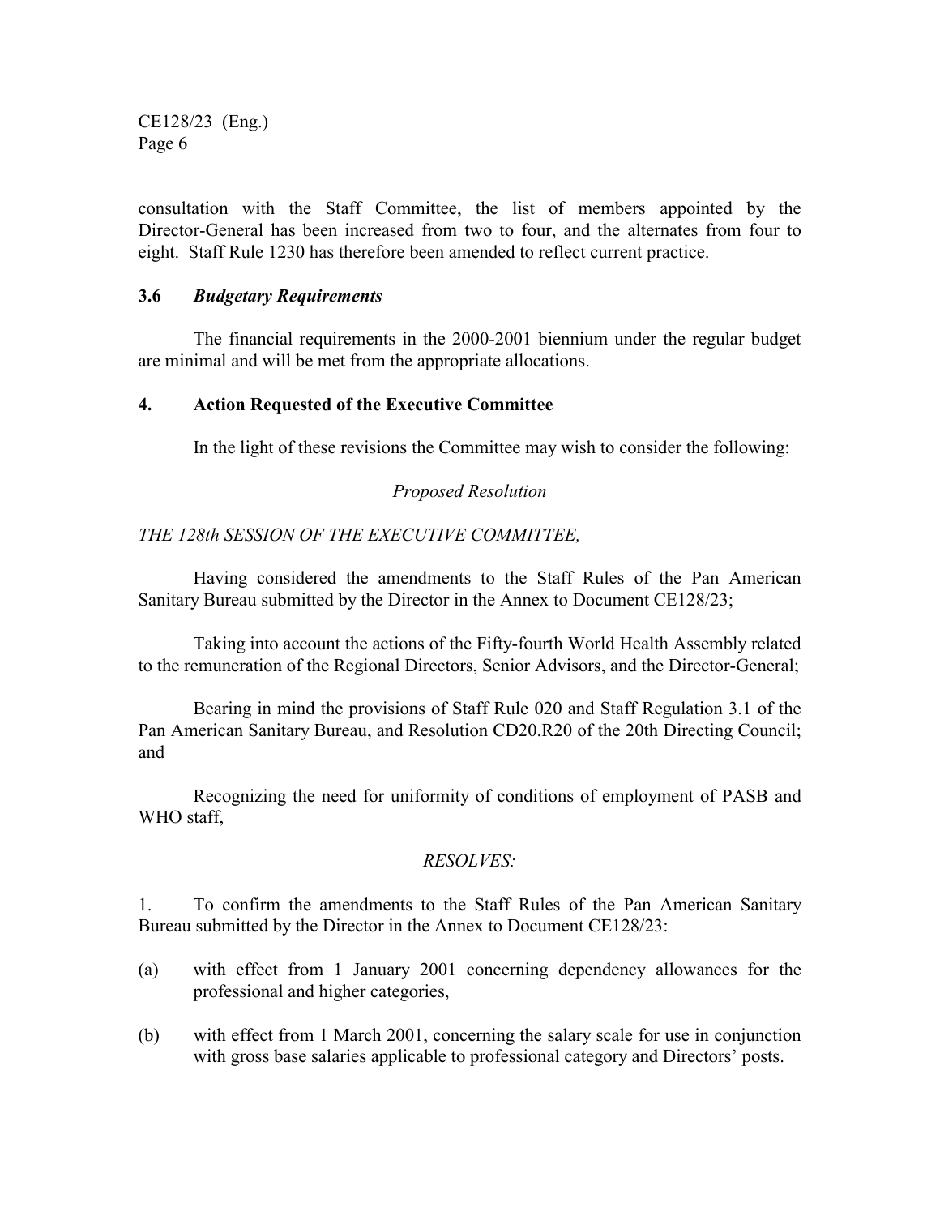consultation with the Staff Committee, the list of members appointed by the Director-General has been increased from two to four, and the alternates from four to eight. Staff Rule 1230 has therefore been amended to reflect current practice.

### 3.6 *Budgetary Requirements*

The financial requirements in the 2000-2001 biennium under the regular budget are minimal and will be met from the appropriate allocations.

## 4. Action Requested of the Executive Committee

In the light of these revisions the Committee may wish to consider the following:

*Proposed Resolution*

*THE 128th SESSION OF THE EXECUTIVE COMMITTEE,*

Having considered the amendments to the Staff Rules of the Pan American Sanitary Bureau submitted by the Director in the Annex to Document CE128/23;

Taking into account the actions of the Fifty-fourth World Health Assembly related to the remuneration of the Regional Directors, Senior Advisors, and the Director-General;

Bearing in mind the provisions of Staff Rule 020 and Staff Regulation 3.1 of the Pan American Sanitary Bureau, and Resolution CD20.R20 of the 20th Directing Council; and

Recognizing the need for uniformity of conditions of employment of PASB and WHO staff,

*RESOLVES:*

1. To confirm the amendments to the Staff Rules of the Pan American Sanitary Bureau submitted by the Director in the Annex to Document CE128/23:

(a) with effect from 1 January 2001 concerning dependency allowances for the professional and higher categories,

(b) with effect from 1 March 2001, concerning the salary scale for use in conjunction with gross base salaries applicable to professional category and Directors' posts.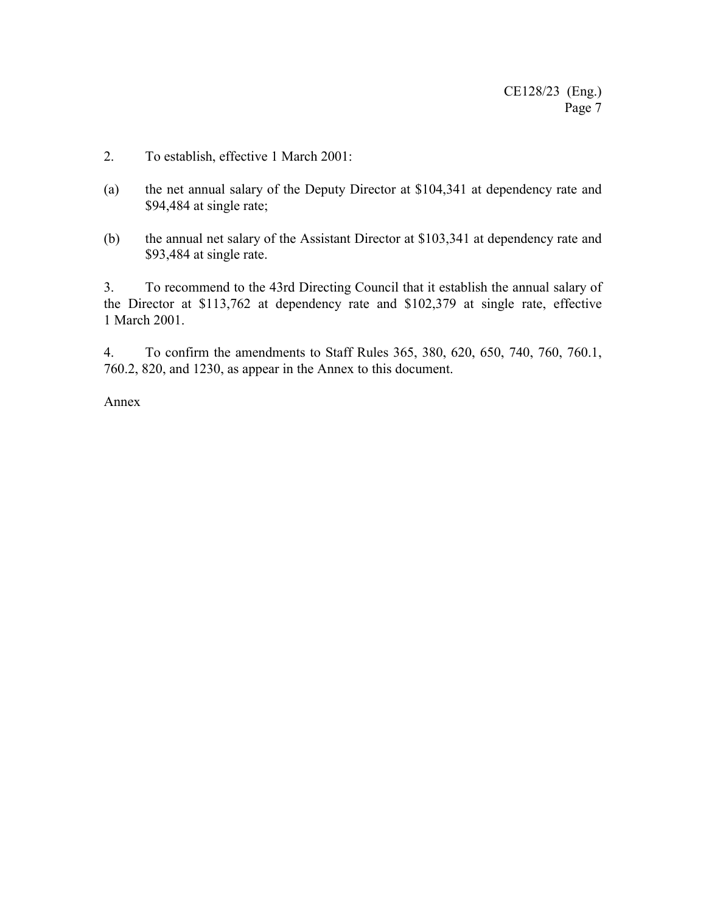2. To establish, effective 1 March 2001:

(a) the net annual salary of the Deputy Director at $104,341 at dependency rate and $94,484 at single rate;

(b) the annual net salary of the Assistant Director at $103,341 at dependency rate and $93,484 at single rate.

3. To recommend to the 43rd Directing Council that it establish the annual salary of the Director at $113,762 at dependency rate and $102,379 at single rate, effective 1 March 2001.

4. To confirm the amendments to Staff Rules 365, 380, 620, 650, 740, 760, 760.1, 760.2, 820, and 1230, as appear in the Annex to this document.

Annex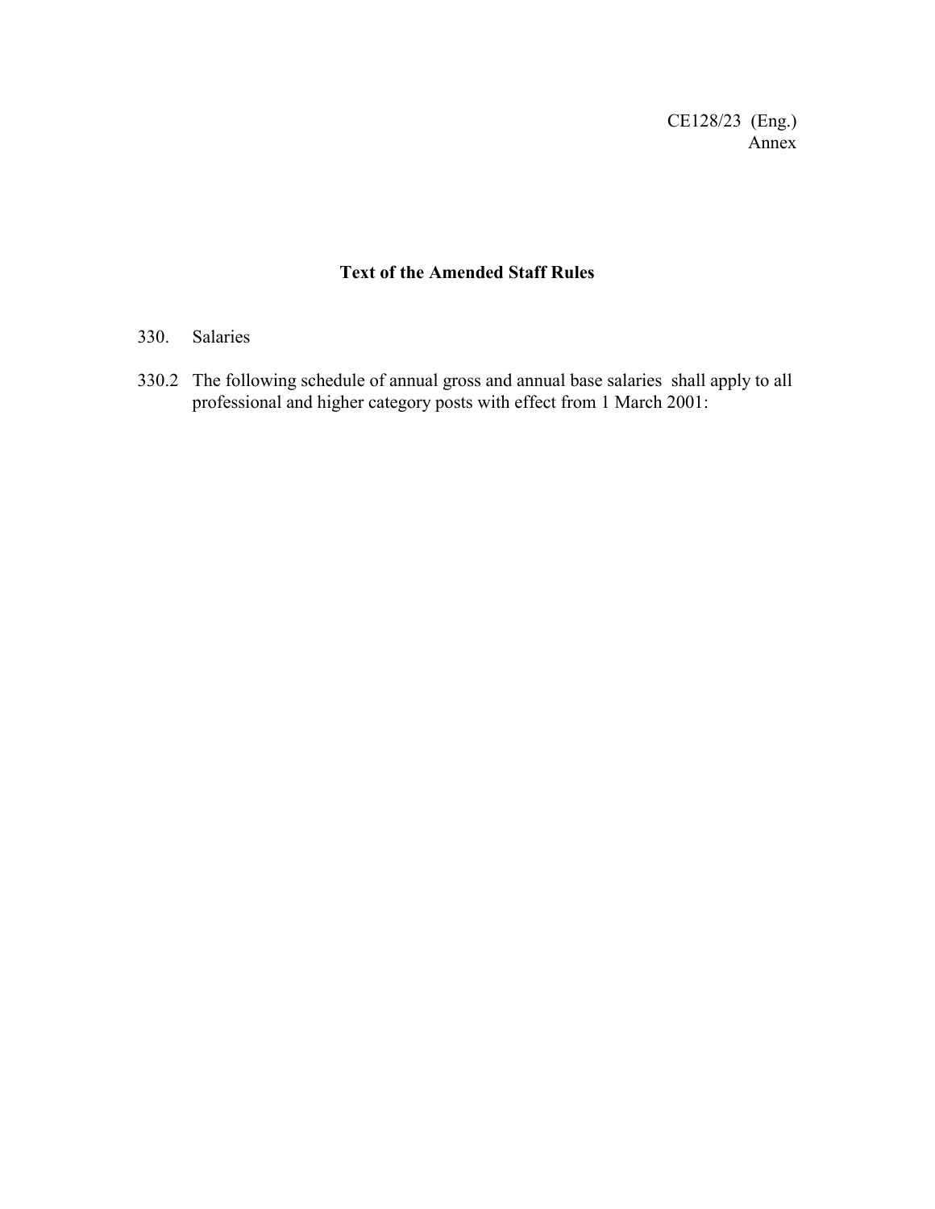CE128/23 (Eng.)
Annex

## Text of the Amended Staff Rules

330. Salaries

330.2 The following schedule of annual gross and annual base salaries shall apply to all professional and higher category posts with effect from 1 March 2001: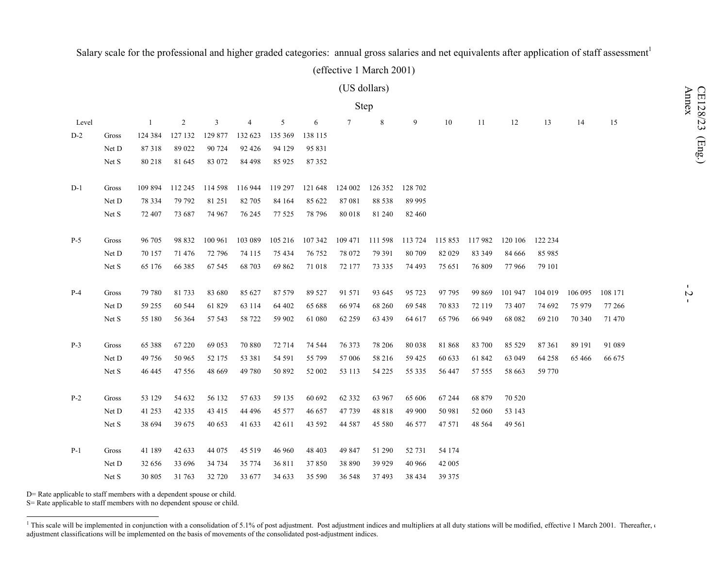Salary scale for the professional and higher graded categories: annual gross salaries and net equivalents after application of staff assessment[1]

(effective 1 March 2001)

(US dollars)

| Level | | Step 1 | 2 | 3 | 4 | 5 | 6 | 7 | 8 | 9 | 10 | 11 | 12 | 13 | 14 | 15 |
|---|---|---|---|---|---|---|---|---|---|---|---|---|---|---|---|---|
| D-2 | Gross | 124 384 | 127 132 | 129 877 | 132 623 | 135 369 | 138 115 | | | | | | | | | |
| | Net D | 87 318 | 89 022 | 90 724 | 92 426 | 94 129 | 95 831 | | | | | | | | | |
| | Net S | 80 218 | 81 645 | 83 072 | 84 498 | 85 925 | 87 352 | | | | | | | | | |
| D-1 | Gross | 109 894 | 112 245 | 114 598 | 116 944 | 119 297 | 121 648 | 124 002 | 126 352 | 128 702 | | | | | | |
| | Net D | 78 334 | 79 792 | 81 251 | 82 705 | 84 164 | 85 622 | 87 081 | 88 538 | 89 995 | | | | | | |
| | Net S | 72 407 | 73 687 | 74 967 | 76 245 | 77 525 | 78 796 | 80 018 | 81 240 | 82 460 | | | | | | |
| P-5 | Gross | 96 705 | 98 832 | 100 961 | 103 089 | 105 216 | 107 342 | 109 471 | 111 598 | 113 724 | 115 853 | 117 982 | 120 106 | 122 234 | | |
| | Net D | 70 157 | 71 476 | 72 796 | 74 115 | 75 434 | 76 752 | 78 072 | 79 391 | 80 709 | 82 029 | 83 349 | 84 666 | 85 985 | | |
| | Net S | 65 176 | 66 385 | 67 545 | 68 703 | 69 862 | 71 018 | 72 177 | 73 335 | 74 493 | 75 651 | 76 809 | 77 966 | 79 101 | | |
| P-4 | Gross | 79 780 | 81 733 | 83 680 | 85 627 | 87 579 | 89 527 | 91 571 | 93 645 | 95 723 | 97 795 | 99 869 | 101 947 | 104 019 | 106 095 | 108 171 |
| | Net D | 59 255 | 60 544 | 61 829 | 63 114 | 64 402 | 65 688 | 66 974 | 68 260 | 69 548 | 70 833 | 72 119 | 73 407 | 74 692 | 75 979 | 77 266 |
| | Net S | 55 180 | 56 364 | 57 543 | 58 722 | 59 902 | 61 080 | 62 259 | 63 439 | 64 617 | 65 796 | 66 949 | 68 082 | 69 210 | 70 340 | 71 470 |
| P-3 | Gross | 65 388 | 67 220 | 69 053 | 70 880 | 72 714 | 74 544 | 76 373 | 78 206 | 80 038 | 81 868 | 83 700 | 85 529 | 87 361 | 89 191 | 91 089 |
| | Net D | 49 756 | 50 965 | 52 175 | 53 381 | 54 591 | 55 799 | 57 006 | 58 216 | 59 425 | 60 633 | 61 842 | 63 049 | 64 258 | 65 466 | 66 675 |
| | Net S | 46 445 | 47 556 | 48 669 | 49 780 | 50 892 | 52 002 | 53 113 | 54 225 | 55 335 | 56 447 | 57 555 | 58 663 | 59 770 | | |
| P-2 | Gross | 53 129 | 54 632 | 56 132 | 57 633 | 59 135 | 60 692 | 62 332 | 63 967 | 65 606 | 67 244 | 68 879 | 70 520 | | | |
| | Net D | 41 253 | 42 335 | 43 415 | 44 496 | 45 577 | 46 657 | 47 739 | 48 818 | 49 900 | 50 981 | 52 060 | 53 143 | | | |
| | Net S | 38 694 | 39 675 | 40 653 | 41 633 | 42 611 | 43 592 | 44 587 | 45 580 | 46 577 | 47 571 | 48 564 | 49 561 | | | |
| P-1 | Gross | 41 189 | 42 633 | 44 075 | 45 519 | 46 960 | 48 403 | 49 847 | 51 290 | 52 731 | 54 174 | | | | | |
| | Net D | 32 656 | 33 696 | 34 734 | 35 774 | 36 811 | 37 850 | 38 890 | 39 929 | 40 966 | 42 005 | | | | | |
| | Net S | 30 805 | 31 763 | 32 720 | 33 677 | 34 633 | 35 590 | 36 548 | 37 493 | 38 434 | 39 375 | | | | | |

D= Rate applicable to staff members with a dependent spouse or child.
S= Rate applicable to staff members with no dependent spouse or child.

[1] This scale will be implemented in conjunction with a consolidation of 5.1% of post adjustment. Post adjustment indices and multipliers at all duty stations will be modified, effective 1 March 2001. Thereafter, adjustment classifications will be implemented on the basis of movements of the consolidated post-adjustment indices.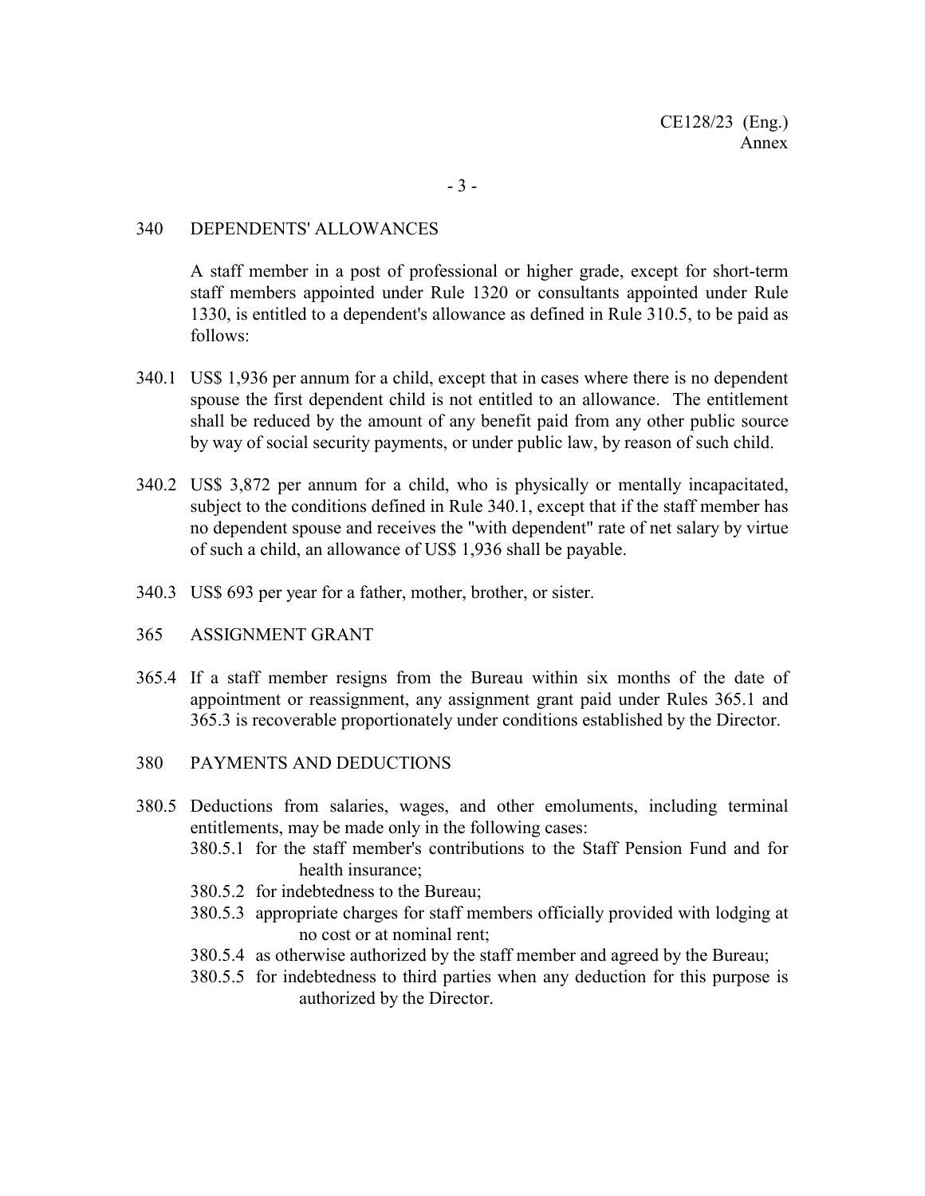## 340 DEPENDENTS' ALLOWANCES

A staff member in a post of professional or higher grade, except for short-term staff members appointed under Rule 1320 or consultants appointed under Rule 1330, is entitled to a dependent's allowance as defined in Rule 310.5, to be paid as follows:

340.1 US$ 1,936 per annum for a child, except that in cases where there is no dependent spouse the first dependent child is not entitled to an allowance. The entitlement shall be reduced by the amount of any benefit paid from any other public source by way of social security payments, or under public law, by reason of such child.

340.2 US$ 3,872 per annum for a child, who is physically or mentally incapacitated, subject to the conditions defined in Rule 340.1, except that if the staff member has no dependent spouse and receives the "with dependent" rate of net salary by virtue of such a child, an allowance of US$ 1,936 shall be payable.

340.3 US$ 693 per year for a father, mother, brother, or sister.

## 365 ASSIGNMENT GRANT

365.4 If a staff member resigns from the Bureau within six months of the date of appointment or reassignment, any assignment grant paid under Rules 365.1 and 365.3 is recoverable proportionately under conditions established by the Director.

## 380 PAYMENTS AND DEDUCTIONS

380.5 Deductions from salaries, wages, and other emoluments, including terminal entitlements, may be made only in the following cases:

- 380.5.1 for the staff member's contributions to the Staff Pension Fund and for health insurance;
- 380.5.2 for indebtedness to the Bureau;
- 380.5.3 appropriate charges for staff members officially provided with lodging at no cost or at nominal rent;
- 380.5.4 as otherwise authorized by the staff member and agreed by the Bureau;
- 380.5.5 for indebtedness to third parties when any deduction for this purpose is authorized by the Director.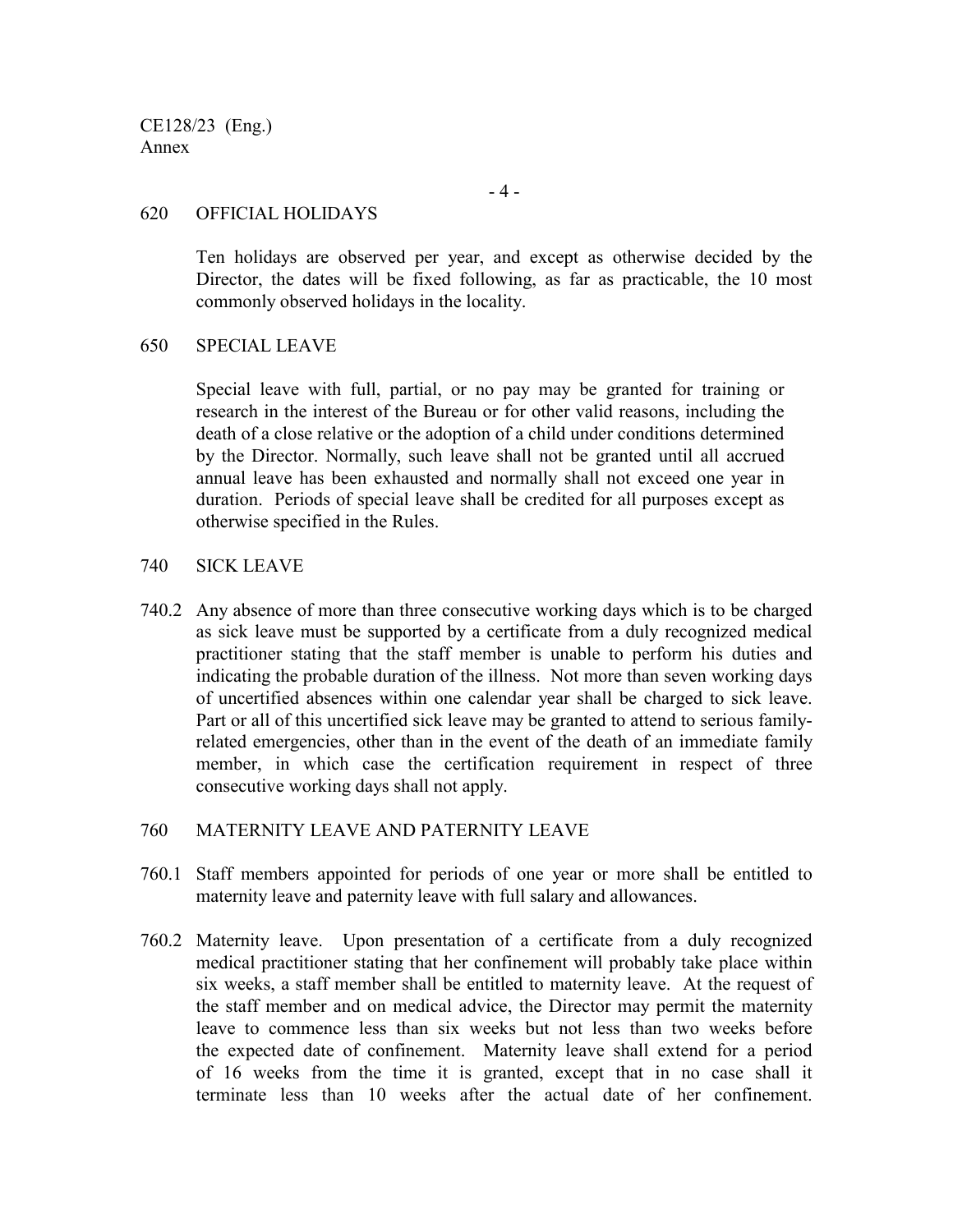620 OFFICIAL HOLIDAYS

Ten holidays are observed per year, and except as otherwise decided by the Director, the dates will be fixed following, as far as practicable, the 10 most commonly observed holidays in the locality.

650 SPECIAL LEAVE

Special leave with full, partial, or no pay may be granted for training or research in the interest of the Bureau or for other valid reasons, including the death of a close relative or the adoption of a child under conditions determined by the Director. Normally, such leave shall not be granted until all accrued annual leave has been exhausted and normally shall not exceed one year in duration. Periods of special leave shall be credited for all purposes except as otherwise specified in the Rules.

740 SICK LEAVE

740.2 Any absence of more than three consecutive working days which is to be charged as sick leave must be supported by a certificate from a duly recognized medical practitioner stating that the staff member is unable to perform his duties and indicating the probable duration of the illness. Not more than seven working days of uncertified absences within one calendar year shall be charged to sick leave. Part or all of this uncertified sick leave may be granted to attend to serious family-related emergencies, other than in the event of the death of an immediate family member, in which case the certification requirement in respect of three consecutive working days shall not apply.

760 MATERNITY LEAVE AND PATERNITY LEAVE

760.1 Staff members appointed for periods of one year or more shall be entitled to maternity leave and paternity leave with full salary and allowances.

760.2 Maternity leave. Upon presentation of a certificate from a duly recognized medical practitioner stating that her confinement will probably take place within six weeks, a staff member shall be entitled to maternity leave. At the request of the staff member and on medical advice, the Director may permit the maternity leave to commence less than six weeks but not less than two weeks before the expected date of confinement. Maternity leave shall extend for a period of 16 weeks from the time it is granted, except that in no case shall it terminate less than 10 weeks after the actual date of her confinement.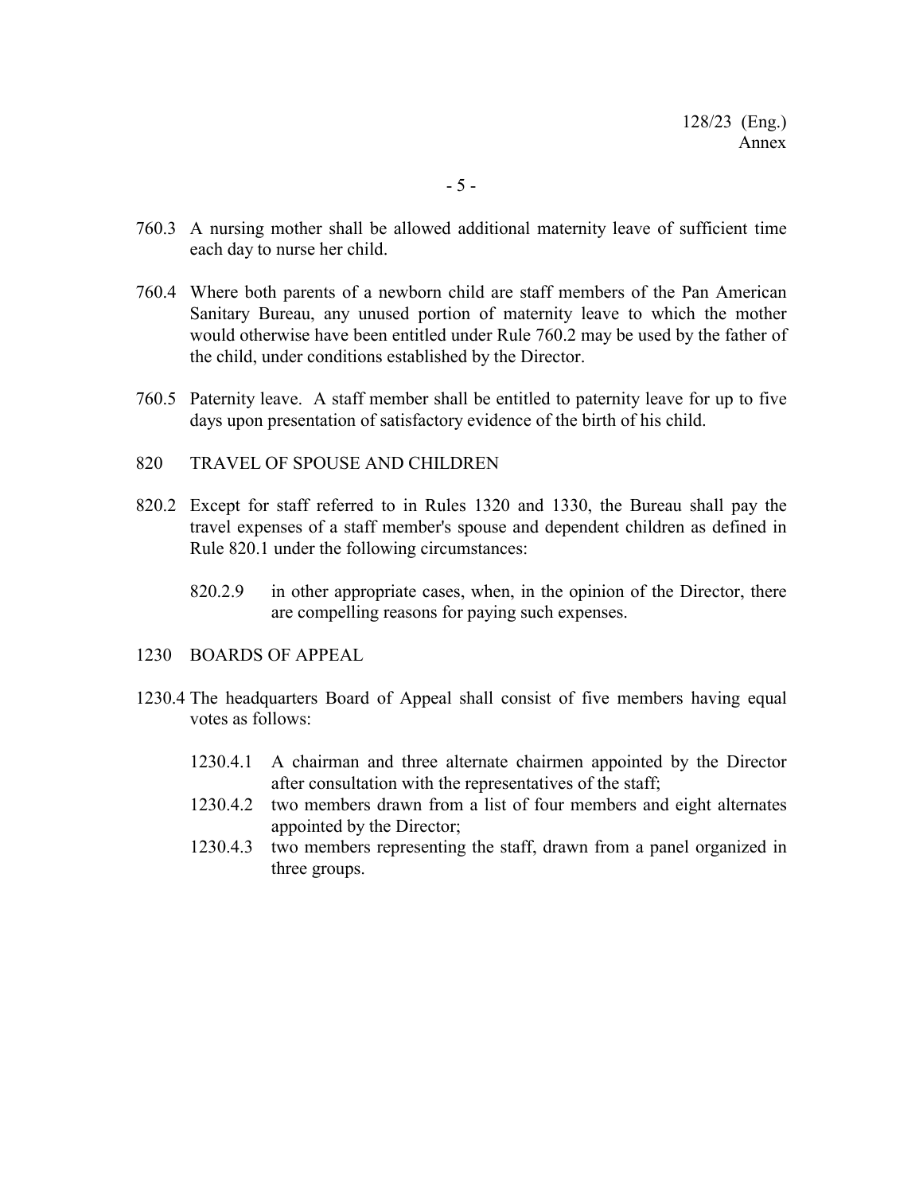760.3 A nursing mother shall be allowed additional maternity leave of sufficient time each day to nurse her child.

760.4 Where both parents of a newborn child are staff members of the Pan American Sanitary Bureau, any unused portion of maternity leave to which the mother would otherwise have been entitled under Rule 760.2 may be used by the father of the child, under conditions established by the Director.

760.5 Paternity leave. A staff member shall be entitled to paternity leave for up to five days upon presentation of satisfactory evidence of the birth of his child.

820 TRAVEL OF SPOUSE AND CHILDREN

820.2 Except for staff referred to in Rules 1320 and 1330, the Bureau shall pay the travel expenses of a staff member's spouse and dependent children as defined in Rule 820.1 under the following circumstances:

- 820.2.9 in other appropriate cases, when, in the opinion of the Director, there are compelling reasons for paying such expenses.

1230 BOARDS OF APPEAL

1230.4 The headquarters Board of Appeal shall consist of five members having equal votes as follows:

- 1230.4.1 A chairman and three alternate chairmen appointed by the Director after consultation with the representatives of the staff;
- 1230.4.2 two members drawn from a list of four members and eight alternates appointed by the Director;
- 1230.4.3 two members representing the staff, drawn from a panel organized in three groups.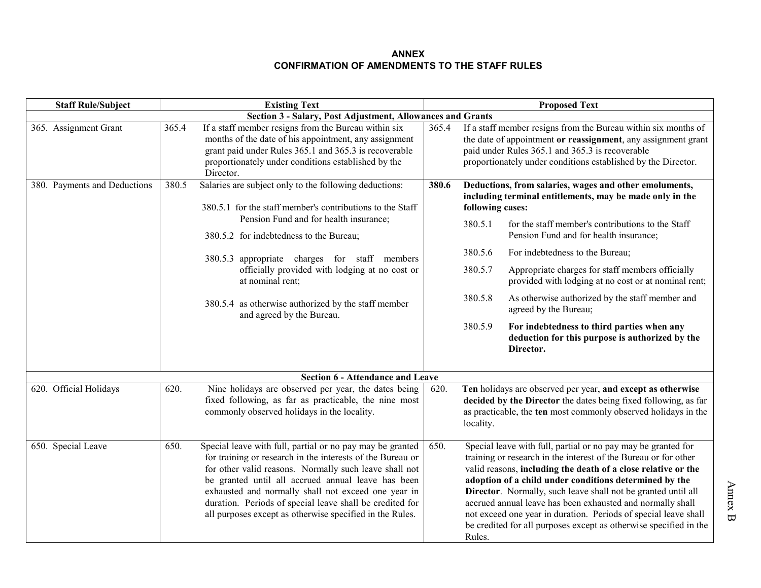**ANNEX**
**CONFIRMATION OF AMENDMENTS TO THE STAFF RULES**

| Staff Rule/Subject | Existing Text | Proposed Text |
|---|---|---|
| | **Section 3 - Salary, Post Adjustment, Allowances and Grants** | |
| 365. Assignment Grant | 365.4 If a staff member resigns from the Bureau within six months of the date of his appointment, any assignment grant paid under Rules 365.1 and 365.3 is recoverable proportionately under conditions established by the Director. | 365.4 If a staff member resigns from the Bureau within six months of the date of appointment **or reassignment**, any assignment grant paid under Rules 365.1 and 365.3 is recoverable proportionately under conditions established by the Director. |
| 380. Payments and Deductions | 380.5 Salaries are subject only to the following deductions:<br><br>380.5.1 for the staff member's contributions to the Staff Pension Fund and for health insurance;<br><br>380.5.2 for indebtedness to the Bureau;<br><br>380.5.3 appropriate charges for staff members officially provided with lodging at no cost or at nominal rent;<br><br>380.5.4 as otherwise authorized by the staff member and agreed by the Bureau. | **380.6 Deductions, from salaries, wages and other emoluments, including terminal entitlements, may be made only in the following cases:**<br><br>380.5.1 for the staff member's contributions to the Staff Pension Fund and for health insurance;<br><br>380.5.6 For indebtedness to the Bureau;<br><br>380.5.7 Appropriate charges for staff members officially provided with lodging at no cost or at nominal rent;<br><br>380.5.8 As otherwise authorized by the staff member and agreed by the Bureau;<br><br>380.5.9 **For indebtedness to third parties when any deduction for this purpose is authorized by the Director.** |
| | **Section 6 - Attendance and Leave** | |
| 620. Official Holidays | 620. Nine holidays are observed per year, the dates being fixed following, as far as practicable, the nine most commonly observed holidays in the locality. | 620. **Ten** holidays are observed per year, **and except as otherwise decided by the Director** the dates being fixed following, as far as practicable, the **ten** most commonly observed holidays in the locality. |
| 650. Special Leave | 650. Special leave with full, partial or no pay may be granted for training or research in the interests of the Bureau or for other valid reasons. Normally such leave shall not be granted until all accrued annual leave has been exhausted and normally shall not exceed one year in duration. Periods of special leave shall be credited for all purposes except as otherwise specified in the Rules. | 650. Special leave with full, partial or no pay may be granted for training or research in the interest of the Bureau or for other valid reasons, **including the death of a close relative or the adoption of a child under conditions determined by the Director**. Normally, such leave shall not be granted until all accrued annual leave has been exhausted and normally shall not exceed one year in duration. Periods of special leave shall be credited for all purposes except as otherwise specified in the Rules. |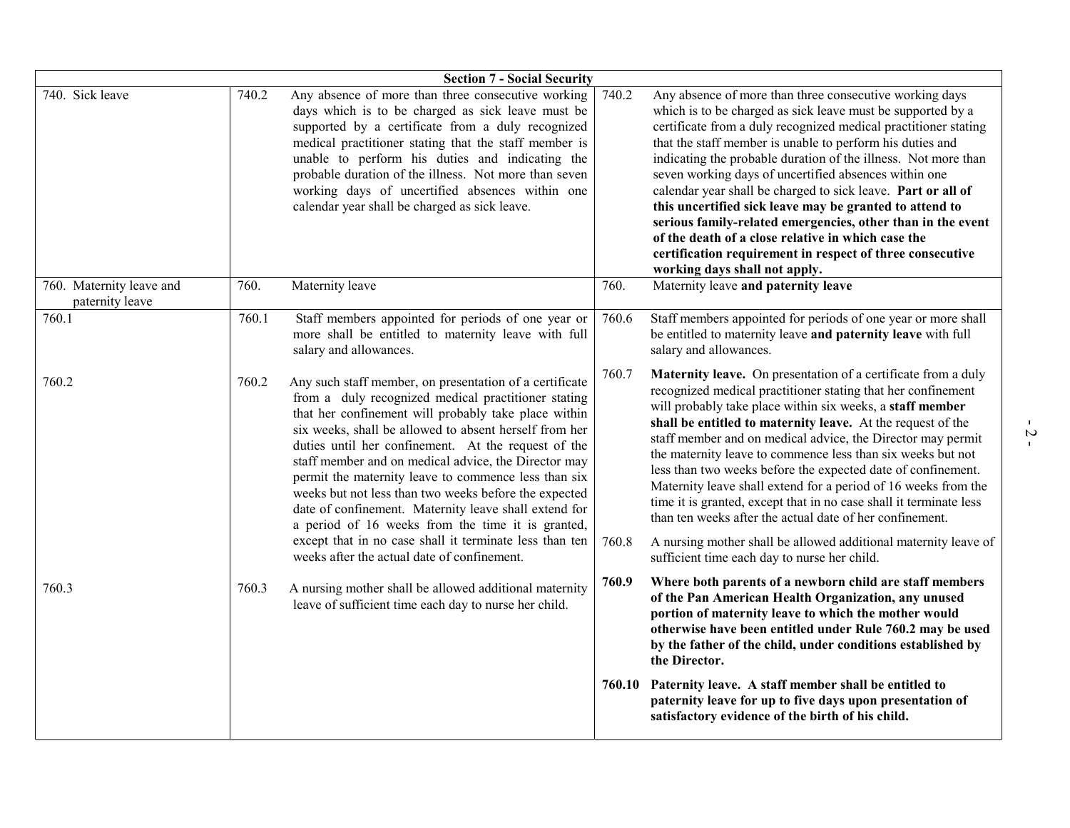| Section 7 - Social Security | | |
|---|---|---|
| 740. Sick leave | 740.2 Any absence of more than three consecutive working days which is to be charged as sick leave must be supported by a certificate from a duly recognized medical practitioner stating that the staff member is unable to perform his duties and indicating the probable duration of the illness. Not more than seven working days of uncertified absences within one calendar year shall be charged as sick leave. | 740.2 Any absence of more than three consecutive working days which is to be charged as sick leave must be supported by a certificate from a duly recognized medical practitioner stating that the staff member is unable to perform his duties and indicating the probable duration of the illness. Not more than seven working days of uncertified absences within one calendar year shall be charged to sick leave. **Part or all of this uncertified sick leave may be granted to attend to serious family-related emergencies, other than in the event of the death of a close relative in which case the certification requirement in respect of three consecutive working days shall not apply.** |
| 760. Maternity leave and paternity leave | 760. Maternity leave | 760. Maternity leave **and paternity leave** |
| 760.1 | 760.1 Staff members appointed for periods of one year or more shall be entitled to maternity leave with full salary and allowances. | 760.6 Staff members appointed for periods of one year or more shall be entitled to maternity leave **and paternity leave** with full salary and allowances. |
| 760.2 | 760.2 Any such staff member, on presentation of a certificate from a duly recognized medical practitioner stating that her confinement will probably take place within six weeks, shall be allowed to absent herself from her duties until her confinement. At the request of the staff member and on medical advice, the Director may permit the maternity leave to commence less than six weeks but not less than two weeks before the expected date of confinement. Maternity leave shall extend for a period of 16 weeks from the time it is granted, except that in no case shall it terminate less than ten weeks after the actual date of confinement. | 760.7 **Maternity leave.** On presentation of a certificate from a duly recognized medical practitioner stating that her confinement will probably take place within six weeks, a **staff member shall be entitled to maternity leave.** At the request of the staff member and on medical advice, the Director may permit the maternity leave to commence less than six weeks but not less than two weeks before the expected date of confinement. Maternity leave shall extend for a period of 16 weeks from the time it is granted, except that in no case shall it terminate less than ten weeks after the actual date of her confinement. |
| | | 760.8 A nursing mother shall be allowed additional maternity leave of sufficient time each day to nurse her child. |
| 760.3 | 760.3 A nursing mother shall be allowed additional maternity leave of sufficient time each day to nurse her child. | **760.9 Where both parents of a newborn child are staff members of the Pan American Health Organization, any unused portion of maternity leave to which the mother would otherwise have been entitled under Rule 760.2 may be used by the father of the child, under conditions established by the Director.** |
| | | **760.10 Paternity leave. A staff member shall be entitled to paternity leave for up to five days upon presentation of satisfactory evidence of the birth of his child.** |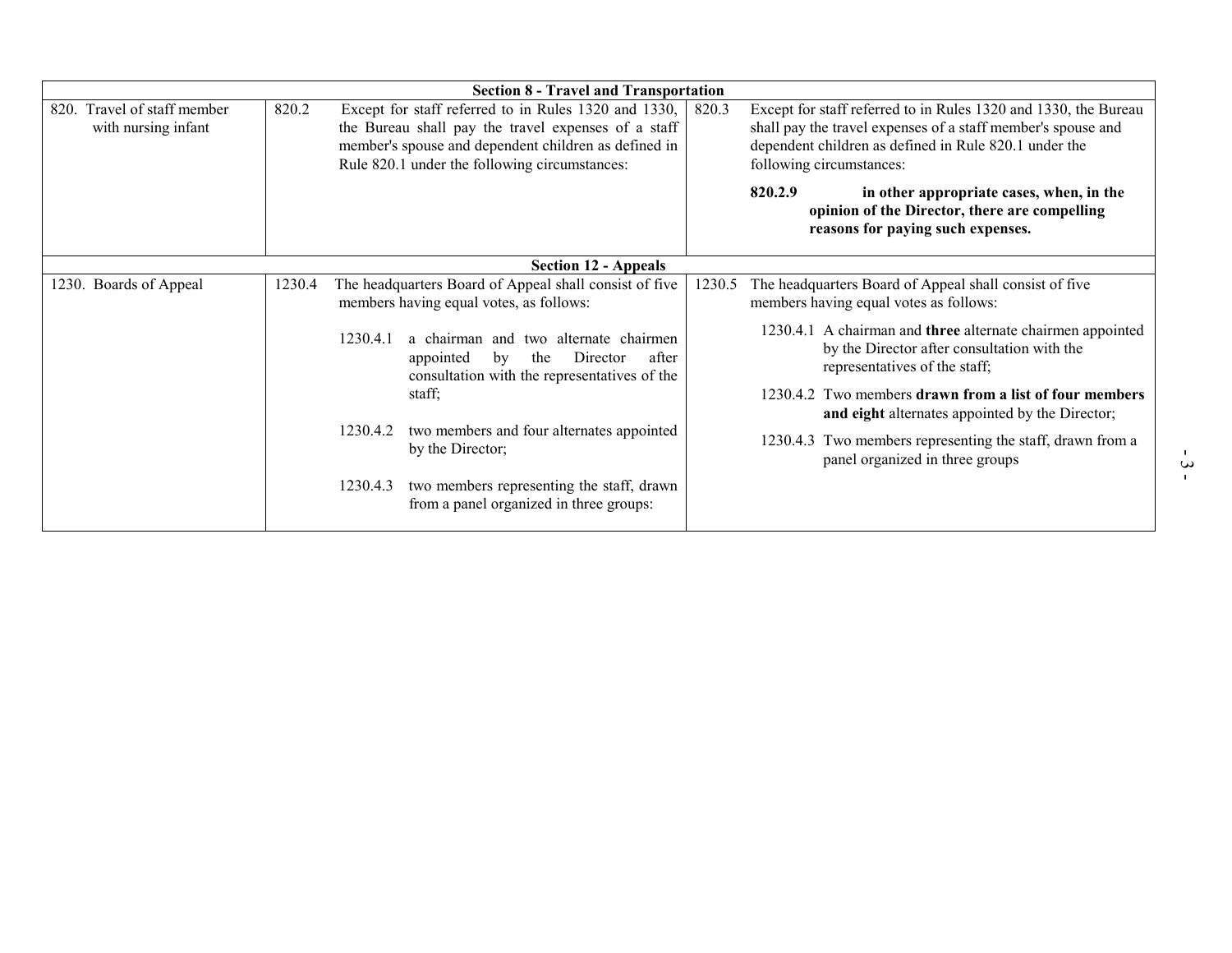| | | |
|---|---|---|
| **Section 8 - Travel and Transportation** | | |
| 820. Travel of staff member with nursing infant | 820.2 Except for staff referred to in Rules 1320 and 1330, the Bureau shall pay the travel expenses of a staff member's spouse and dependent children as defined in Rule 820.1 under the following circumstances: | 820.3 Except for staff referred to in Rules 1320 and 1330, the Bureau shall pay the travel expenses of a staff member's spouse and dependent children as defined in Rule 820.1 under the following circumstances:<br><br>**820.2.9 in other appropriate cases, when, in the opinion of the Director, there are compelling reasons for paying such expenses.** |
| **Section 12 - Appeals** | | |
| 1230. Boards of Appeal | 1230.4 The headquarters Board of Appeal shall consist of five members having equal votes, as follows:<br><br>1230.4.1 a chairman and two alternate chairmen appointed by the Director after consultation with the representatives of the staff;<br><br>1230.4.2 two members and four alternates appointed by the Director;<br><br>1230.4.3 two members representing the staff, drawn from a panel organized in three groups: | 1230.5 The headquarters Board of Appeal shall consist of five members having equal votes as follows:<br><br>1230.4.1 A chairman and **three** alternate chairmen appointed by the Director after consultation with the representatives of the staff;<br><br>1230.4.2 Two members **drawn from a list of four members and eight** alternates appointed by the Director;<br><br>1230.4.3 Two members representing the staff, drawn from a panel organized in three groups |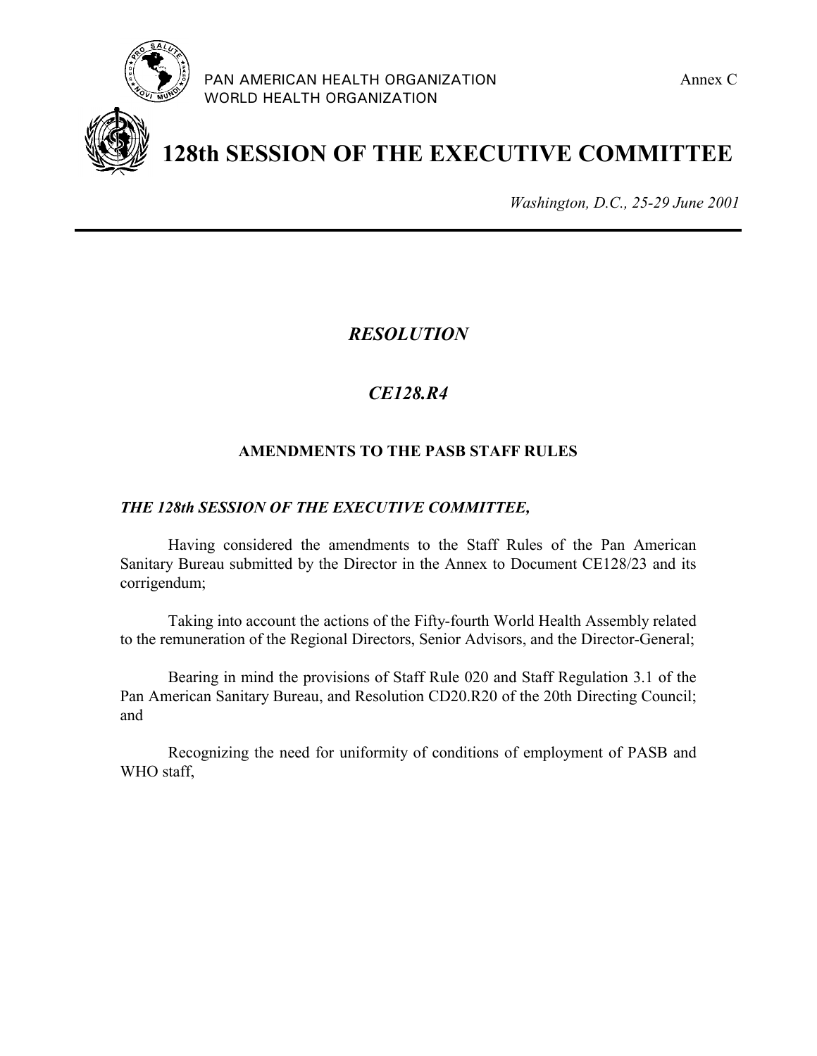PAN AMERICAN HEALTH ORGANIZATION
WORLD HEALTH ORGANIZATION

Annex C

# 128th SESSION OF THE EXECUTIVE COMMITTEE

*Washington, D.C., 25-29 June 2001*

---

## *RESOLUTION*

## *CE128.R4*

### AMENDMENTS TO THE PASB STAFF RULES

***THE 128th SESSION OF THE EXECUTIVE COMMITTEE,***

Having considered the amendments to the Staff Rules of the Pan American Sanitary Bureau submitted by the Director in the Annex to Document CE128/23 and its corrigendum;

Taking into account the actions of the Fifty-fourth World Health Assembly related to the remuneration of the Regional Directors, Senior Advisors, and the Director-General;

Bearing in mind the provisions of Staff Rule 020 and Staff Regulation 3.1 of the Pan American Sanitary Bureau, and Resolution CD20.R20 of the 20th Directing Council; and

Recognizing the need for uniformity of conditions of employment of PASB and WHO staff,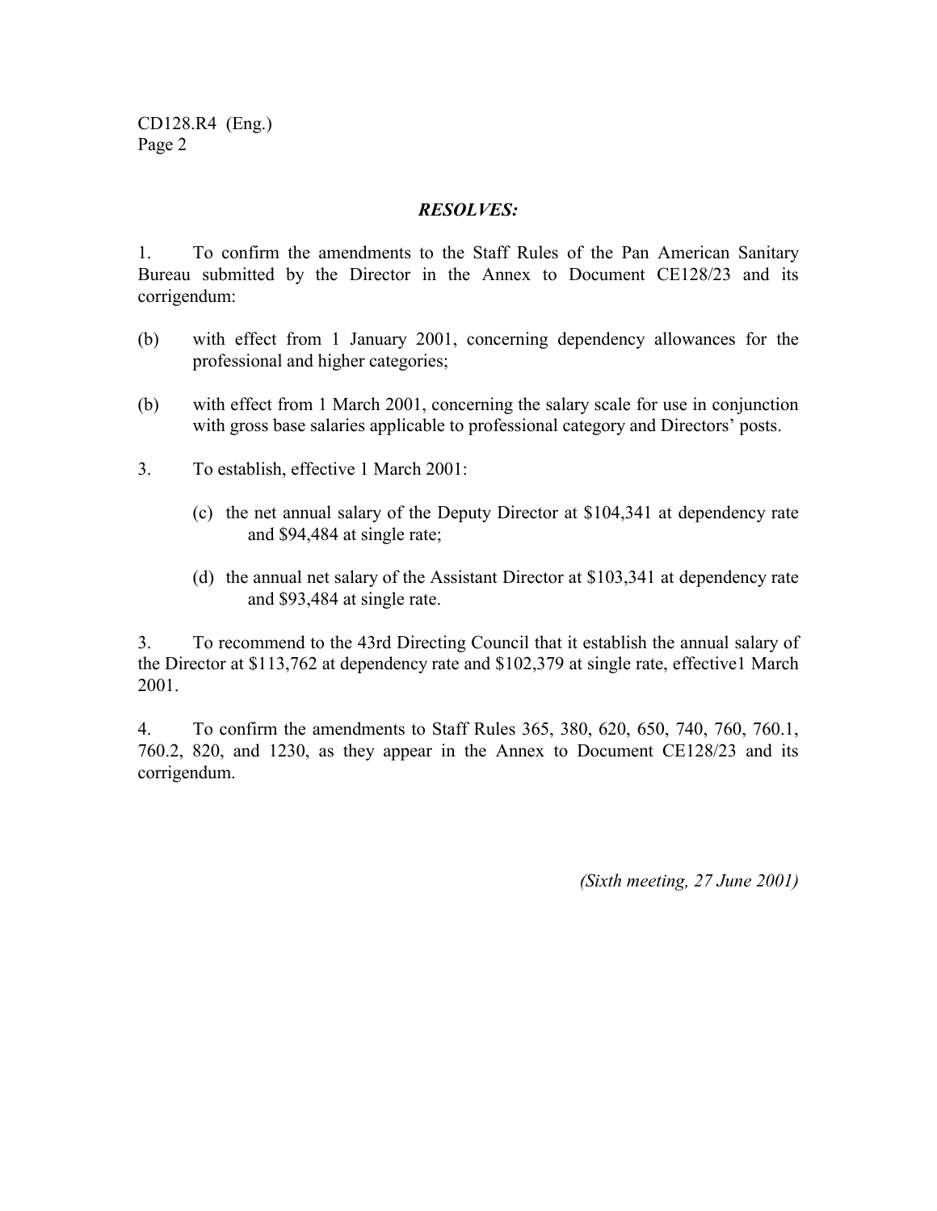***RESOLVES:***

1. To confirm the amendments to the Staff Rules of the Pan American Sanitary Bureau submitted by the Director in the Annex to Document CE128/23 and its corrigendum:

(b) with effect from 1 January 2001, concerning dependency allowances for the professional and higher categories;

(b) with effect from 1 March 2001, concerning the salary scale for use in conjunction with gross base salaries applicable to professional category and Directors' posts.

3. To establish, effective 1 March 2001:

(c) the net annual salary of the Deputy Director at $104,341 at dependency rate and $94,484 at single rate;

(d) the annual net salary of the Assistant Director at $103,341 at dependency rate and $93,484 at single rate.

3. To recommend to the 43rd Directing Council that it establish the annual salary of the Director at $113,762 at dependency rate and $102,379 at single rate, effective1 March 2001.

4. To confirm the amendments to Staff Rules 365, 380, 620, 650, 740, 760, 760.1, 760.2, 820, and 1230, as they appear in the Annex to Document CE128/23 and its corrigendum.

*(Sixth meeting, 27 June 2001)*